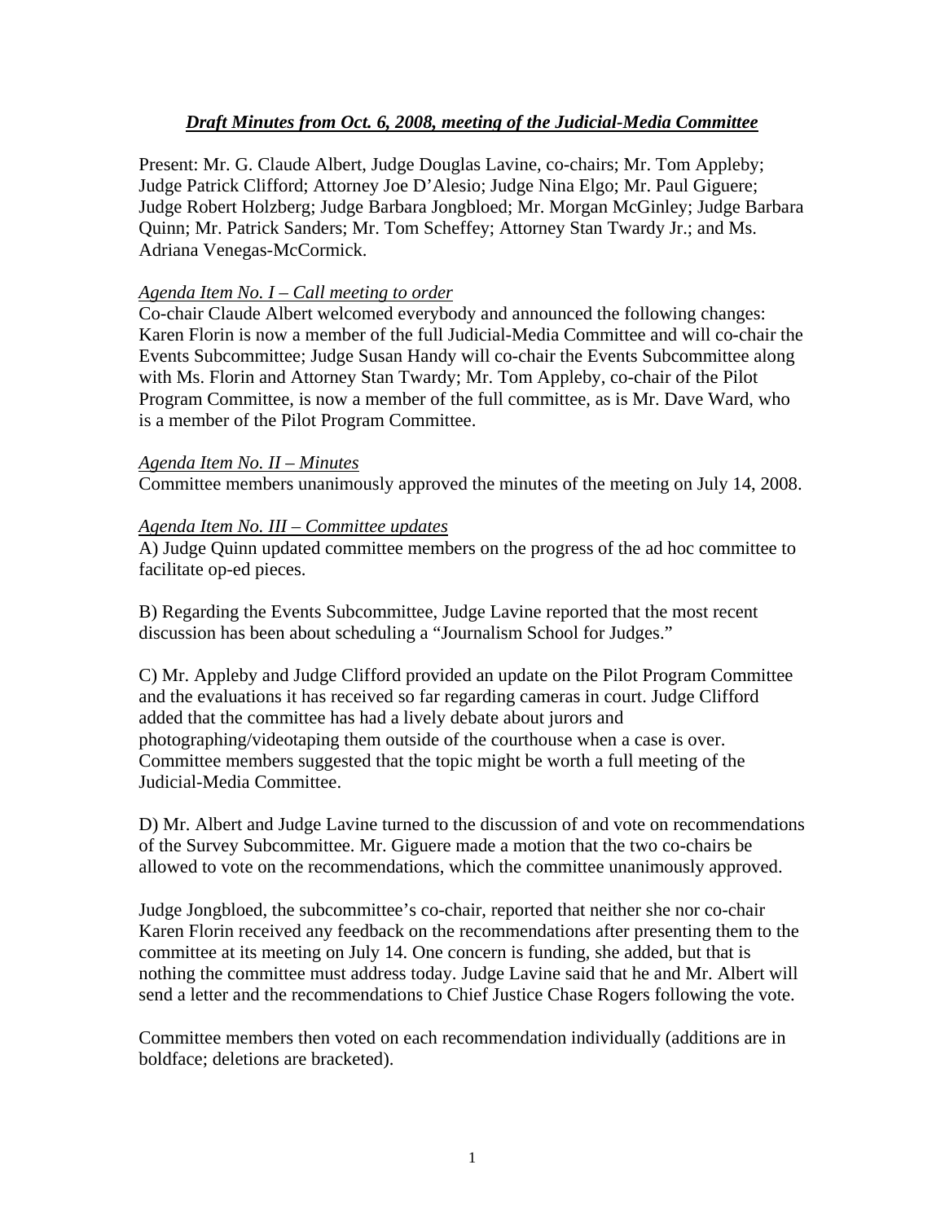## *Draft Minutes from Oct. 6, 2008, meeting of the Judicial-Media Committee*

Present: Mr. G. Claude Albert, Judge Douglas Lavine, co-chairs; Mr. Tom Appleby; Judge Patrick Clifford; Attorney Joe D'Alesio; Judge Nina Elgo; Mr. Paul Giguere; Judge Robert Holzberg; Judge Barbara Jongbloed; Mr. Morgan McGinley; Judge Barbara Quinn; Mr. Patrick Sanders; Mr. Tom Scheffey; Attorney Stan Twardy Jr.; and Ms. Adriana Venegas-McCormick.

*Agenda Item No. I – Call meeting to order*

Co-chair Claude Albert welcomed everybody and announced the following changes: Karen Florin is now a member of the full Judicial-Media Committee and will co-chair the Events Subcommittee; Judge Susan Handy will co-chair the Events Subcommittee along with Ms. Florin and Attorney Stan Twardy; Mr. Tom Appleby, co-chair of the Pilot Program Committee, is now a member of the full committee, as is Mr. Dave Ward, who is a member of the Pilot Program Committee.

*Agenda Item No. II – Minutes*

Committee members unanimously approved the minutes of the meeting on July 14, 2008.

*Agenda Item No. III – Committee updates*

A) Judge Quinn updated committee members on the progress of the ad hoc committee to facilitate op-ed pieces.

B) Regarding the Events Subcommittee, Judge Lavine reported that the most recent discussion has been about scheduling a "Journalism School for Judges."

C) Mr. Appleby and Judge Clifford provided an update on the Pilot Program Committee and the evaluations it has received so far regarding cameras in court. Judge Clifford added that the committee has had a lively debate about jurors and photographing/videotaping them outside of the courthouse when a case is over. Committee members suggested that the topic might be worth a full meeting of the Judicial-Media Committee.

D) Mr. Albert and Judge Lavine turned to the discussion of and vote on recommendations of the Survey Subcommittee. Mr. Giguere made a motion that the two co-chairs be allowed to vote on the recommendations, which the committee unanimously approved.

Judge Jongbloed, the subcommittee's co-chair, reported that neither she nor co-chair Karen Florin received any feedback on the recommendations after presenting them to the committee at its meeting on July 14. One concern is funding, she added, but that is nothing the committee must address today. Judge Lavine said that he and Mr. Albert will send a letter and the recommendations to Chief Justice Chase Rogers following the vote.

Committee members then voted on each recommendation individually (additions are in boldface; deletions are bracketed).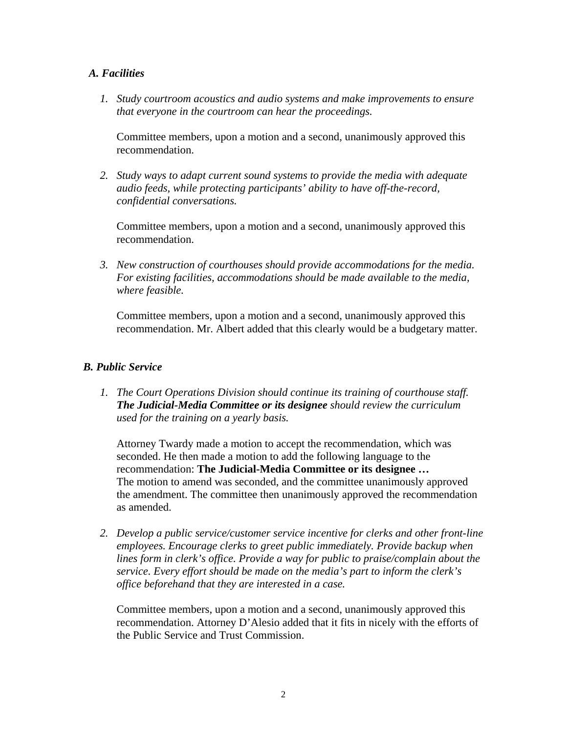### *A. Facilities*

1. *Study courtroom acoustics and audio systems and make improvements to ensure that everyone in the courtroom can hear the proceedings.*

   Committee members, upon a motion and a second, unanimously approved this recommendation.

2. *Study ways to adapt current sound systems to provide the media with adequate audio feeds, while protecting participants' ability to have off-the-record, confidential conversations.*

   Committee members, upon a motion and a second, unanimously approved this recommendation.

3. *New construction of courthouses should provide accommodations for the media. For existing facilities, accommodations should be made available to the media, where feasible.*

   Committee members, upon a motion and a second, unanimously approved this recommendation. Mr. Albert added that this clearly would be a budgetary matter.

### *B. Public Service*

1. *The Court Operations Division should continue its training of courthouse staff. **The Judicial-Media Committee or its designee** should review the curriculum used for the training on a yearly basis.*

   Attorney Twardy made a motion to accept the recommendation, which was seconded. He then made a motion to add the following language to the recommendation: **The Judicial-Media Committee or its designee …** The motion to amend was seconded, and the committee unanimously approved the amendment. The committee then unanimously approved the recommendation as amended.

2. *Develop a public service/customer service incentive for clerks and other front-line employees. Encourage clerks to greet public immediately. Provide backup when lines form in clerk's office. Provide a way for public to praise/complain about the service. Every effort should be made on the media's part to inform the clerk's office beforehand that they are interested in a case.*

   Committee members, upon a motion and a second, unanimously approved this recommendation. Attorney D'Alesio added that it fits in nicely with the efforts of the Public Service and Trust Commission.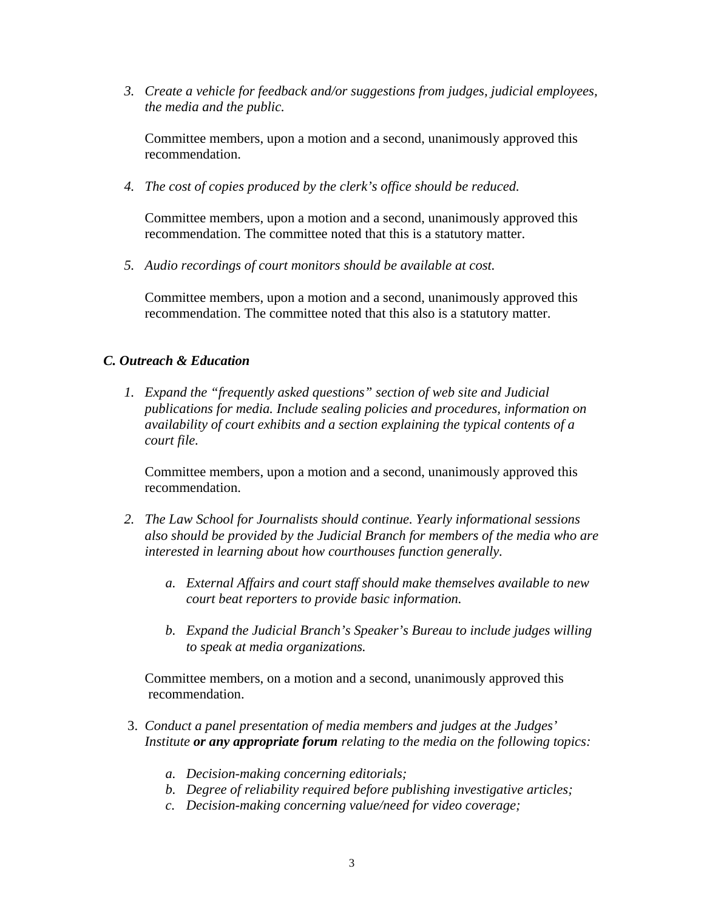3. *Create a vehicle for feedback and/or suggestions from judges, judicial employees, the media and the public.*

   Committee members, upon a motion and a second, unanimously approved this recommendation.

4. *The cost of copies produced by the clerk's office should be reduced.*

   Committee members, upon a motion and a second, unanimously approved this recommendation. The committee noted that this is a statutory matter.

5. *Audio recordings of court monitors should be available at cost.*

   Committee members, upon a motion and a second, unanimously approved this recommendation. The committee noted that this also is a statutory matter.

### *C. Outreach & Education*

1. *Expand the "frequently asked questions" section of web site and Judicial publications for media. Include sealing policies and procedures, information on availability of court exhibits and a section explaining the typical contents of a court file.*

   Committee members, upon a motion and a second, unanimously approved this recommendation.

2. *The Law School for Journalists should continue. Yearly informational sessions also should be provided by the Judicial Branch for members of the media who are interested in learning about how courthouses function generally.*

   a. *External Affairs and court staff should make themselves available to new court beat reporters to provide basic information.*

   b. *Expand the Judicial Branch's Speaker's Bureau to include judges willing to speak at media organizations.*

   Committee members, on a motion and a second, unanimously approved this recommendation.

3. *Conduct a panel presentation of media members and judges at the Judges' Institute* ***or any appropriate forum*** *relating to the media on the following topics:*

   a. *Decision-making concerning editorials;*
   b. *Degree of reliability required before publishing investigative articles;*
   c. *Decision-making concerning value/need for video coverage;*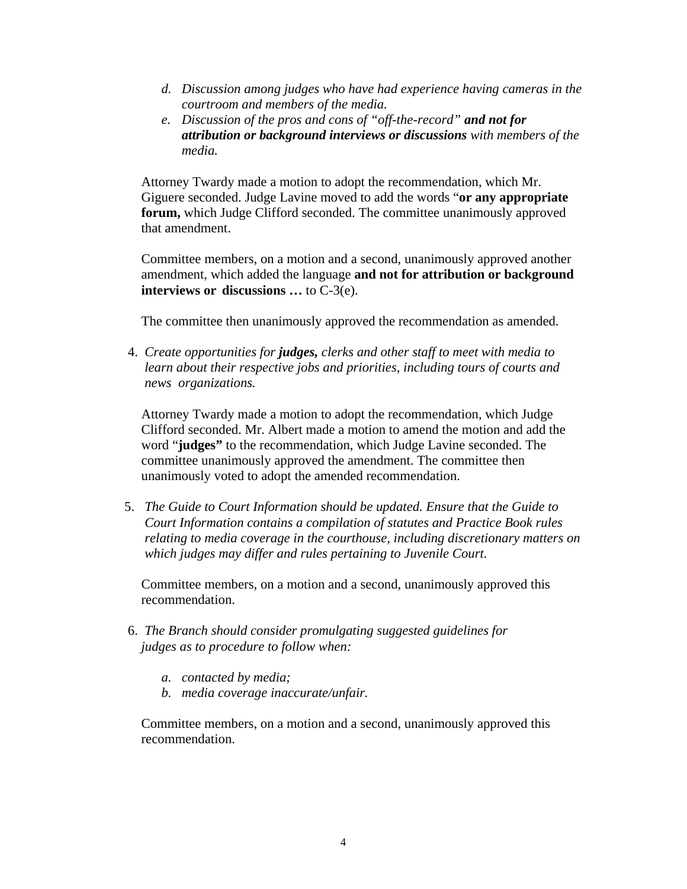d. *Discussion among judges who have had experience having cameras in the courtroom and members of the media.*
e. *Discussion of the pros and cons of "off-the-record"* ***and not for attribution or background interviews or discussions*** *with members of the media.*

Attorney Twardy made a motion to adopt the recommendation, which Mr. Giguere seconded. Judge Lavine moved to add the words "**or any appropriate forum,** which Judge Clifford seconded. The committee unanimously approved that amendment.

Committee members, on a motion and a second, unanimously approved another amendment, which added the language **and not for attribution or background interviews or discussions …** to C-3(e).

The committee then unanimously approved the recommendation as amended.

4. *Create opportunities for* ***judges,*** *clerks and other staff to meet with media to learn about their respective jobs and priorities, including tours of courts and news organizations.*

Attorney Twardy made a motion to adopt the recommendation, which Judge Clifford seconded. Mr. Albert made a motion to amend the motion and add the word "**judges"** to the recommendation, which Judge Lavine seconded. The committee unanimously approved the amendment. The committee then unanimously voted to adopt the amended recommendation.

5. *The Guide to Court Information should be updated. Ensure that the Guide to Court Information contains a compilation of statutes and Practice Book rules relating to media coverage in the courthouse, including discretionary matters on which judges may differ and rules pertaining to Juvenile Court.*

Committee members, on a motion and a second, unanimously approved this recommendation.

6. *The Branch should consider promulgating suggested guidelines for judges as to procedure to follow when:*

   a. *contacted by media;*
   b. *media coverage inaccurate/unfair.*

Committee members, on a motion and a second, unanimously approved this recommendation.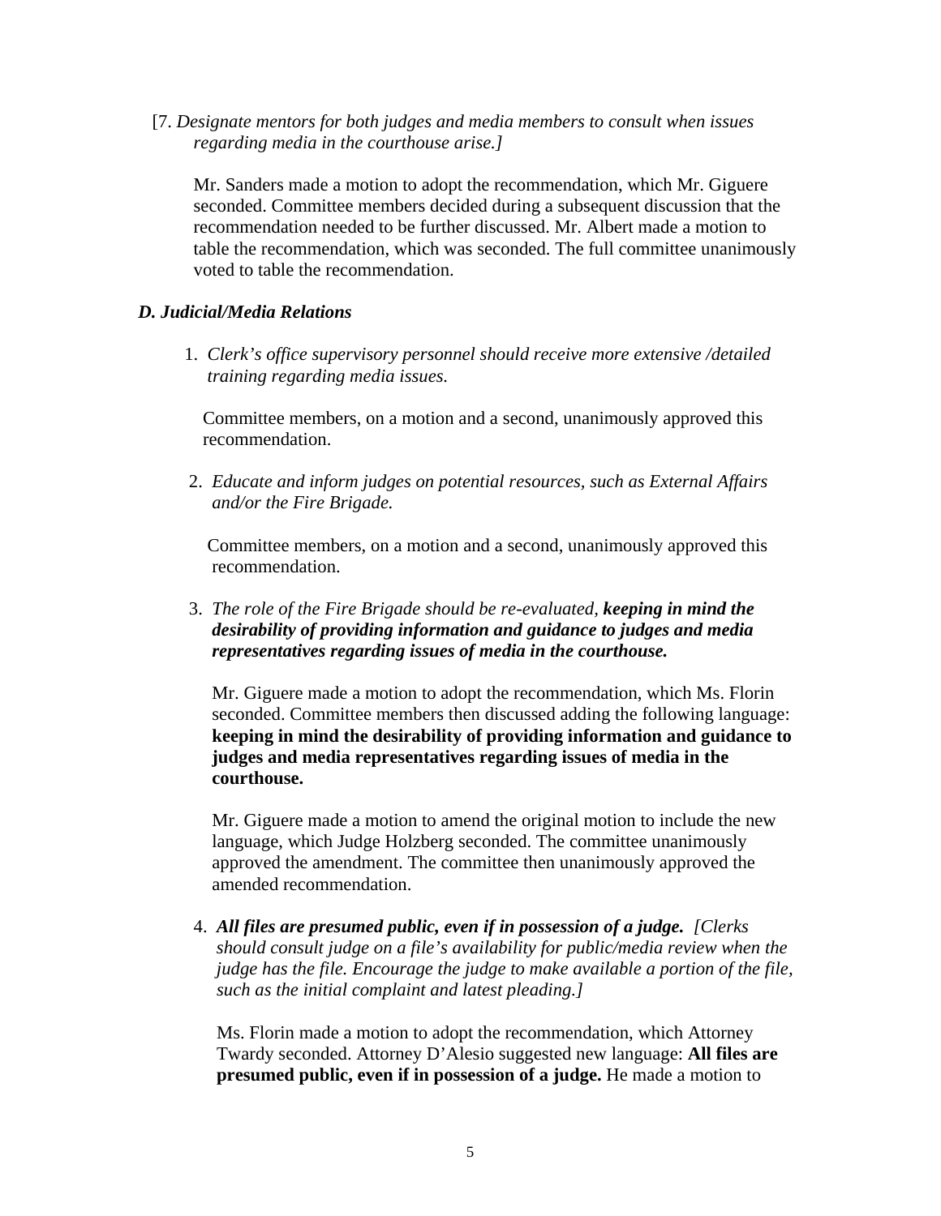[7. *Designate mentors for both judges and media members to consult when issues regarding media in the courthouse arise.]*

Mr. Sanders made a motion to adopt the recommendation, which Mr. Giguere seconded. Committee members decided during a subsequent discussion that the recommendation needed to be further discussed. Mr. Albert made a motion to table the recommendation, which was seconded. The full committee unanimously voted to table the recommendation.

### *D. Judicial/Media Relations*

1. *Clerk's office supervisory personnel should receive more extensive /detailed training regarding media issues.*

   Committee members, on a motion and a second, unanimously approved this recommendation.

2. *Educate and inform judges on potential resources, such as External Affairs and/or the Fire Brigade.*

   Committee members, on a motion and a second, unanimously approved this recommendation.

3. *The role of the Fire Brigade should be re-evaluated,* ***keeping in mind the desirability of providing information and guidance to judges and media representatives regarding issues of media in the courthouse.***

   Mr. Giguere made a motion to adopt the recommendation, which Ms. Florin seconded. Committee members then discussed adding the following language: **keeping in mind the desirability of providing information and guidance to judges and media representatives regarding issues of media in the courthouse.**

   Mr. Giguere made a motion to amend the original motion to include the new language, which Judge Holzberg seconded. The committee unanimously approved the amendment. The committee then unanimously approved the amended recommendation.

4. ***All files are presumed public, even if in possession of a judge.*** *[Clerks should consult judge on a file's availability for public/media review when the judge has the file. Encourage the judge to make available a portion of the file, such as the initial complaint and latest pleading.]*

   Ms. Florin made a motion to adopt the recommendation, which Attorney Twardy seconded. Attorney D'Alesio suggested new language: **All files are presumed public, even if in possession of a judge.** He made a motion to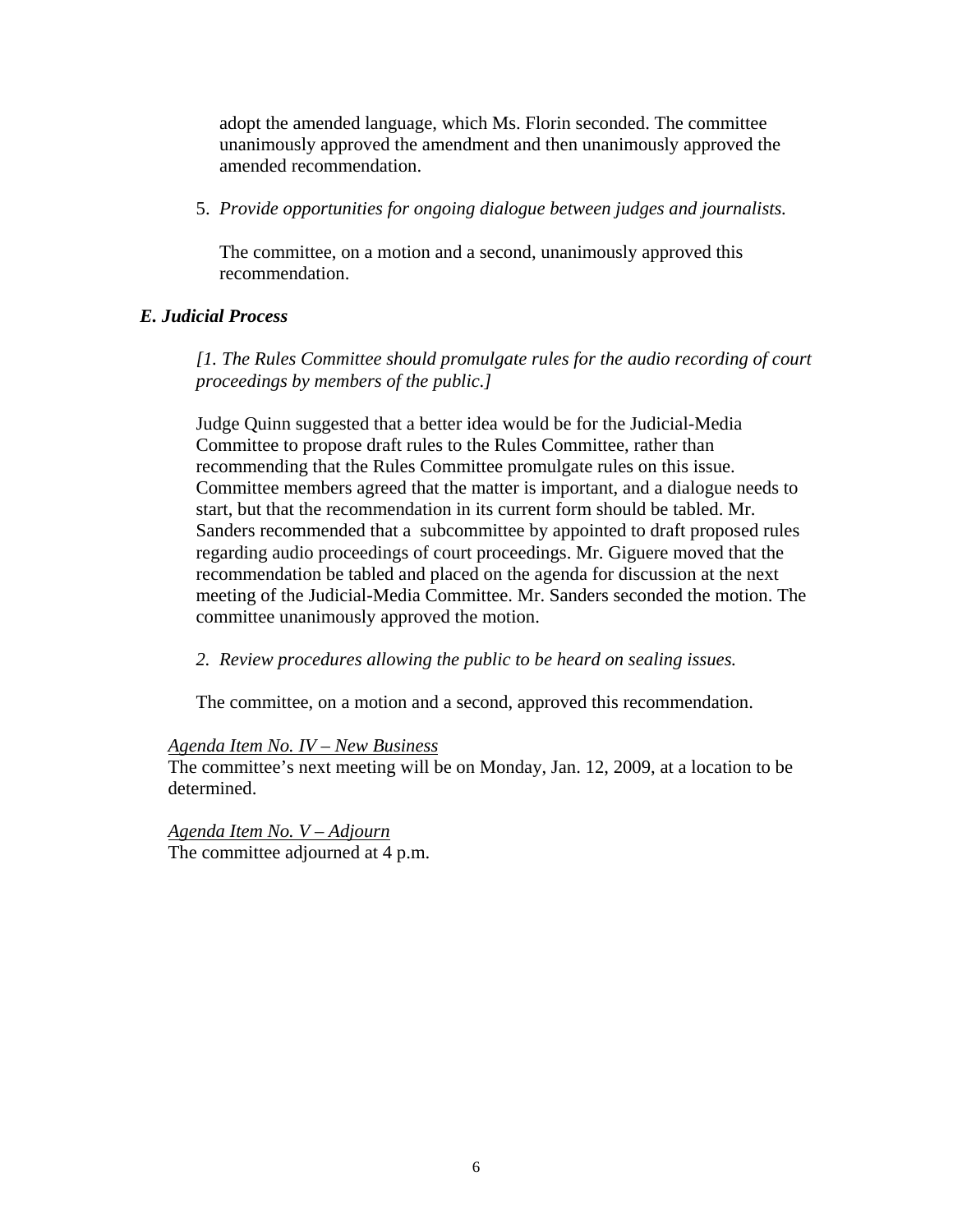adopt the amended language, which Ms. Florin seconded. The committee unanimously approved the amendment and then unanimously approved the amended recommendation.

5. *Provide opportunities for ongoing dialogue between judges and journalists.*

The committee, on a motion and a second, unanimously approved this recommendation.

### *E. Judicial Process*

*[1. The Rules Committee should promulgate rules for the audio recording of court proceedings by members of the public.]*

Judge Quinn suggested that a better idea would be for the Judicial-Media Committee to propose draft rules to the Rules Committee, rather than recommending that the Rules Committee promulgate rules on this issue. Committee members agreed that the matter is important, and a dialogue needs to start, but that the recommendation in its current form should be tabled. Mr. Sanders recommended that a subcommittee by appointed to draft proposed rules regarding audio proceedings of court proceedings. Mr. Giguere moved that the recommendation be tabled and placed on the agenda for discussion at the next meeting of the Judicial-Media Committee. Mr. Sanders seconded the motion. The committee unanimously approved the motion.

2. *Review procedures allowing the public to be heard on sealing issues.*

The committee, on a motion and a second, approved this recommendation.

*Agenda Item No. IV – New Business*
The committee's next meeting will be on Monday, Jan. 12, 2009, at a location to be determined.

*Agenda Item No. V – Adjourn*
The committee adjourned at 4 p.m.